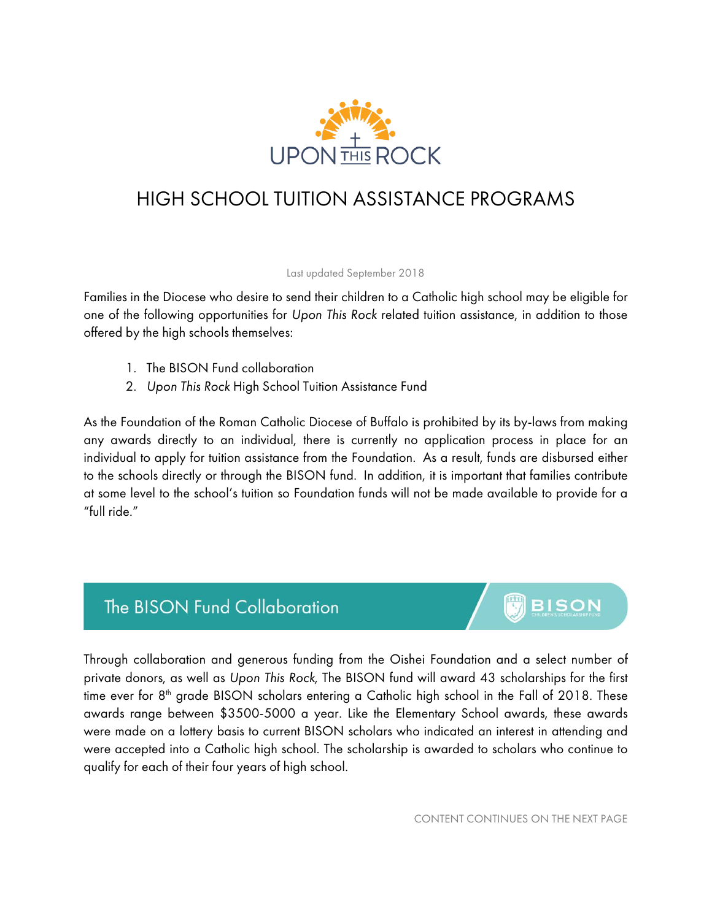UPON THIS ROCK

# HIGH SCHOOL TUITION ASSISTANCE PROGRAMS

Last updated September 2018

Families in the Diocese who desire to send their children to a Catholic high school may be eligible for one of the following opportunities for *Upon This Rock* related tuition assistance, in addition to those offered by the high schools themselves:

1. The BISON Fund collaboration
2. *Upon This Rock* High School Tuition Assistance Fund

As the Foundation of the Roman Catholic Diocese of Buffalo is prohibited by its by-laws from making any awards directly to an individual, there is currently no application process in place for an individual to apply for tuition assistance from the Foundation. As a result, funds are disbursed either to the schools directly or through the BISON fund. In addition, it is important that families contribute at some level to the school's tuition so Foundation funds will not be made available to provide for a "full ride."

## The BISON Fund Collaboration

BISON CHILDREN'S SCHOLARSHIP FUND

Through collaboration and generous funding from the Oishei Foundation and a select number of private donors, as well as *Upon This Rock,* The BISON fund will award 43 scholarships for the first time ever for 8th grade BISON scholars entering a Catholic high school in the Fall of 2018. These awards range between $3500-5000 a year. Like the Elementary School awards, these awards were made on a lottery basis to current BISON scholars who indicated an interest in attending and were accepted into a Catholic high school. The scholarship is awarded to scholars who continue to qualify for each of their four years of high school.

CONTENT CONTINUES ON THE NEXT PAGE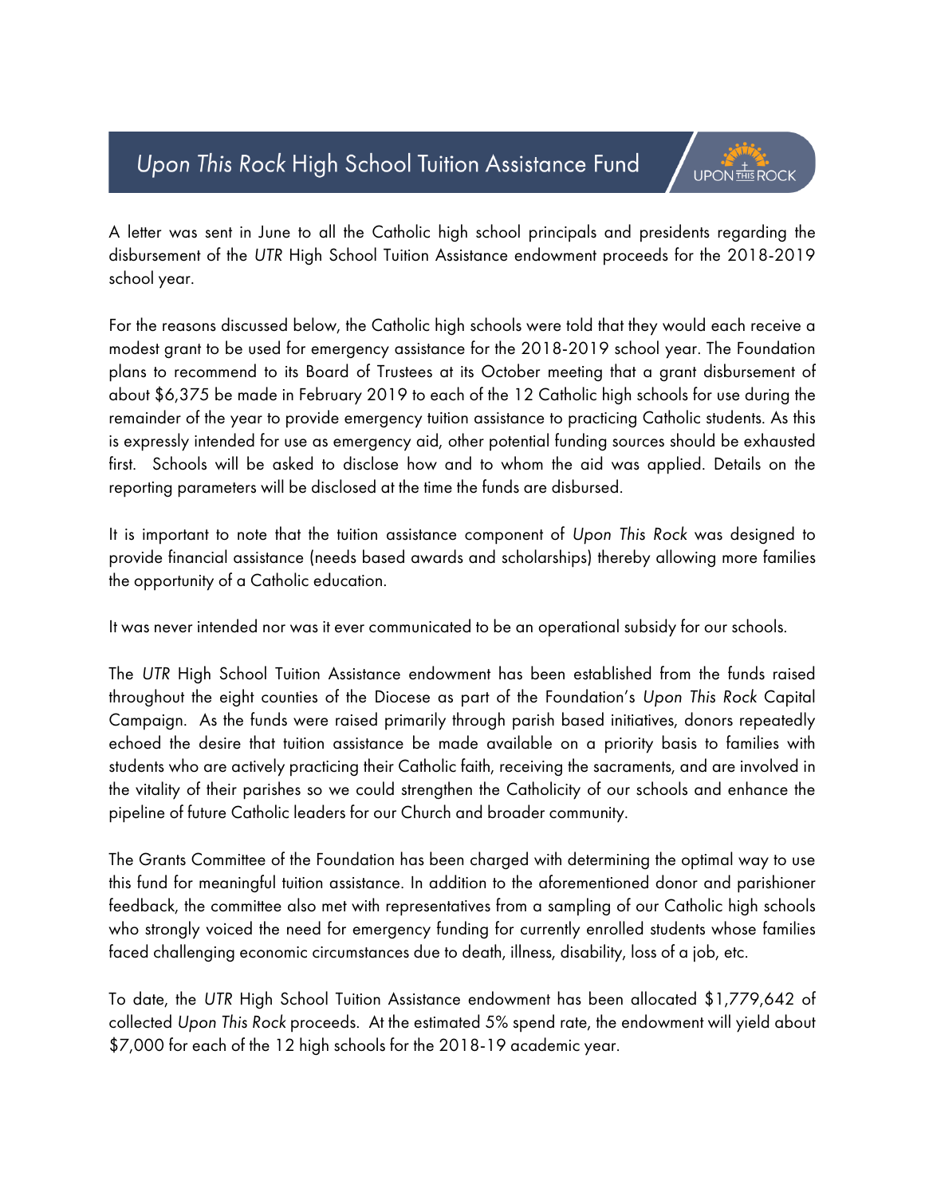# *Upon This Rock* High School Tuition Assistance Fund

A letter was sent in June to all the Catholic high school principals and presidents regarding the disbursement of the *UTR* High School Tuition Assistance endowment proceeds for the 2018-2019 school year.

For the reasons discussed below, the Catholic high schools were told that they would each receive a modest grant to be used for emergency assistance for the 2018-2019 school year. The Foundation plans to recommend to its Board of Trustees at its October meeting that a grant disbursement of about $6,375 be made in February 2019 to each of the 12 Catholic high schools for use during the remainder of the year to provide emergency tuition assistance to practicing Catholic students. As this is expressly intended for use as emergency aid, other potential funding sources should be exhausted first. Schools will be asked to disclose how and to whom the aid was applied. Details on the reporting parameters will be disclosed at the time the funds are disbursed.

It is important to note that the tuition assistance component of *Upon This Rock* was designed to provide financial assistance (needs based awards and scholarships) thereby allowing more families the opportunity of a Catholic education.

It was never intended nor was it ever communicated to be an operational subsidy for our schools.

The *UTR* High School Tuition Assistance endowment has been established from the funds raised throughout the eight counties of the Diocese as part of the Foundation's *Upon This Rock* Capital Campaign. As the funds were raised primarily through parish based initiatives, donors repeatedly echoed the desire that tuition assistance be made available on a priority basis to families with students who are actively practicing their Catholic faith, receiving the sacraments, and are involved in the vitality of their parishes so we could strengthen the Catholicity of our schools and enhance the pipeline of future Catholic leaders for our Church and broader community.

The Grants Committee of the Foundation has been charged with determining the optimal way to use this fund for meaningful tuition assistance. In addition to the aforementioned donor and parishioner feedback, the committee also met with representatives from a sampling of our Catholic high schools who strongly voiced the need for emergency funding for currently enrolled students whose families faced challenging economic circumstances due to death, illness, disability, loss of a job, etc.

To date, the *UTR* High School Tuition Assistance endowment has been allocated $1,779,642 of collected *Upon This Rock* proceeds. At the estimated 5% spend rate, the endowment will yield about $7,000 for each of the 12 high schools for the 2018-19 academic year.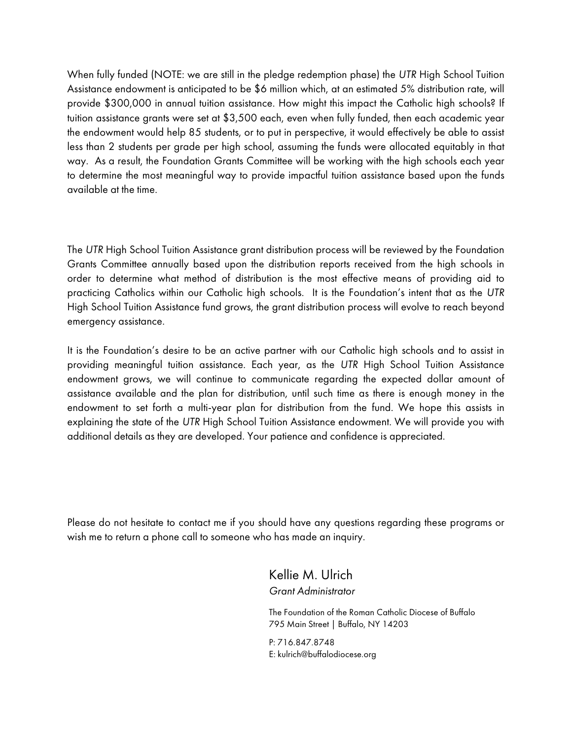When fully funded (NOTE: we are still in the pledge redemption phase) the *UTR* High School Tuition Assistance endowment is anticipated to be $6 million which, at an estimated 5% distribution rate, will provide $300,000 in annual tuition assistance. How might this impact the Catholic high schools? If tuition assistance grants were set at $3,500 each, even when fully funded, then each academic year the endowment would help 85 students, or to put in perspective, it would effectively be able to assist less than 2 students per grade per high school, assuming the funds were allocated equitably in that way. As a result, the Foundation Grants Committee will be working with the high schools each year to determine the most meaningful way to provide impactful tuition assistance based upon the funds available at the time.

The *UTR* High School Tuition Assistance grant distribution process will be reviewed by the Foundation Grants Committee annually based upon the distribution reports received from the high schools in order to determine what method of distribution is the most effective means of providing aid to practicing Catholics within our Catholic high schools. It is the Foundation's intent that as the *UTR* High School Tuition Assistance fund grows, the grant distribution process will evolve to reach beyond emergency assistance.

It is the Foundation's desire to be an active partner with our Catholic high schools and to assist in providing meaningful tuition assistance. Each year, as the *UTR* High School Tuition Assistance endowment grows, we will continue to communicate regarding the expected dollar amount of assistance available and the plan for distribution, until such time as there is enough money in the endowment to set forth a multi-year plan for distribution from the fund. We hope this assists in explaining the state of the *UTR* High School Tuition Assistance endowment. We will provide you with additional details as they are developed. Your patience and confidence is appreciated.

Please do not hesitate to contact me if you should have any questions regarding these programs or wish me to return a phone call to someone who has made an inquiry.

Kellie M. Ulrich
*Grant Administrator*

The Foundation of the Roman Catholic Diocese of Buffalo
795 Main Street | Buffalo, NY 14203

P: 716.847.8748
E: kulrich@buffalodiocese.org